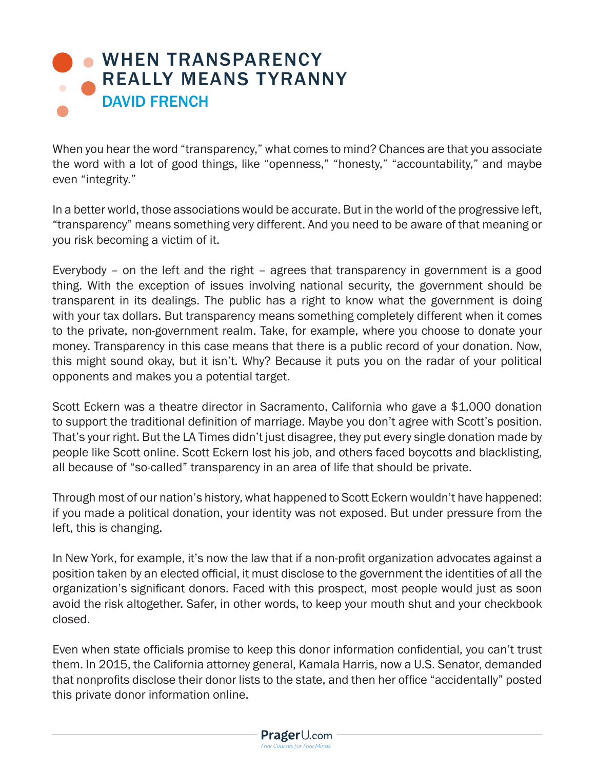# WHEN TRANSPARENCY REALLY MEANS TYRANNY

## DAVID FRENCH

When you hear the word "transparency," what comes to mind? Chances are that you associate the word with a lot of good things, like "openness," "honesty," "accountability," and maybe even "integrity."

In a better world, those associations would be accurate. But in the world of the progressive left, "transparency" means something very different. And you need to be aware of that meaning or you risk becoming a victim of it.

Everybody – on the left and the right – agrees that transparency in government is a good thing. With the exception of issues involving national security, the government should be transparent in its dealings. The public has a right to know what the government is doing with your tax dollars. But transparency means something completely different when it comes to the private, non-government realm. Take, for example, where you choose to donate your money. Transparency in this case means that there is a public record of your donation. Now, this might sound okay, but it isn't. Why? Because it puts you on the radar of your political opponents and makes you a potential target.

Scott Eckern was a theatre director in Sacramento, California who gave a $1,000 donation to support the traditional definition of marriage. Maybe you don't agree with Scott's position. That's your right. But the LA Times didn't just disagree, they put every single donation made by people like Scott online. Scott Eckern lost his job, and others faced boycotts and blacklisting, all because of "so-called" transparency in an area of life that should be private.

Through most of our nation's history, what happened to Scott Eckern wouldn't have happened: if you made a political donation, your identity was not exposed. But under pressure from the left, this is changing.

In New York, for example, it's now the law that if a non-profit organization advocates against a position taken by an elected official, it must disclose to the government the identities of all the organization's significant donors. Faced with this prospect, most people would just as soon avoid the risk altogether. Safer, in other words, to keep your mouth shut and your checkbook closed.

Even when state officials promise to keep this donor information confidential, you can't trust them. In 2015, the California attorney general, Kamala Harris, now a U.S. Senator, demanded that nonprofits disclose their donor lists to the state, and then her office "accidentally" posted this private donor information online.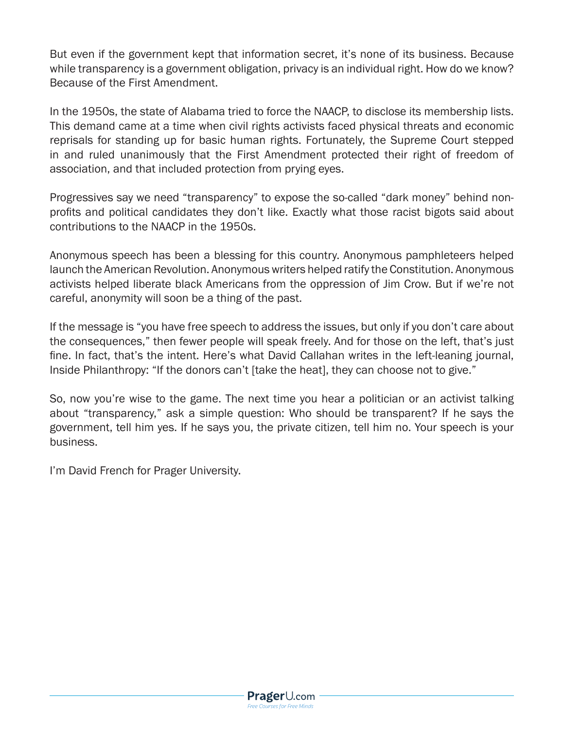But even if the government kept that information secret, it's none of its business. Because while transparency is a government obligation, privacy is an individual right. How do we know? Because of the First Amendment.

In the 1950s, the state of Alabama tried to force the NAACP, to disclose its membership lists. This demand came at a time when civil rights activists faced physical threats and economic reprisals for standing up for basic human rights. Fortunately, the Supreme Court stepped in and ruled unanimously that the First Amendment protected their right of freedom of association, and that included protection from prying eyes.

Progressives say we need "transparency" to expose the so-called "dark money" behind non-profits and political candidates they don't like. Exactly what those racist bigots said about contributions to the NAACP in the 1950s.

Anonymous speech has been a blessing for this country. Anonymous pamphleteers helped launch the American Revolution. Anonymous writers helped ratify the Constitution. Anonymous activists helped liberate black Americans from the oppression of Jim Crow. But if we're not careful, anonymity will soon be a thing of the past.

If the message is "you have free speech to address the issues, but only if you don't care about the consequences," then fewer people will speak freely. And for those on the left, that's just fine. In fact, that's the intent. Here's what David Callahan writes in the left-leaning journal, Inside Philanthropy: "If the donors can't [take the heat], they can choose not to give."

So, now you're wise to the game. The next time you hear a politician or an activist talking about "transparency," ask a simple question: Who should be transparent? If he says the government, tell him yes. If he says you, the private citizen, tell him no. Your speech is your business.

I'm David French for Prager University.